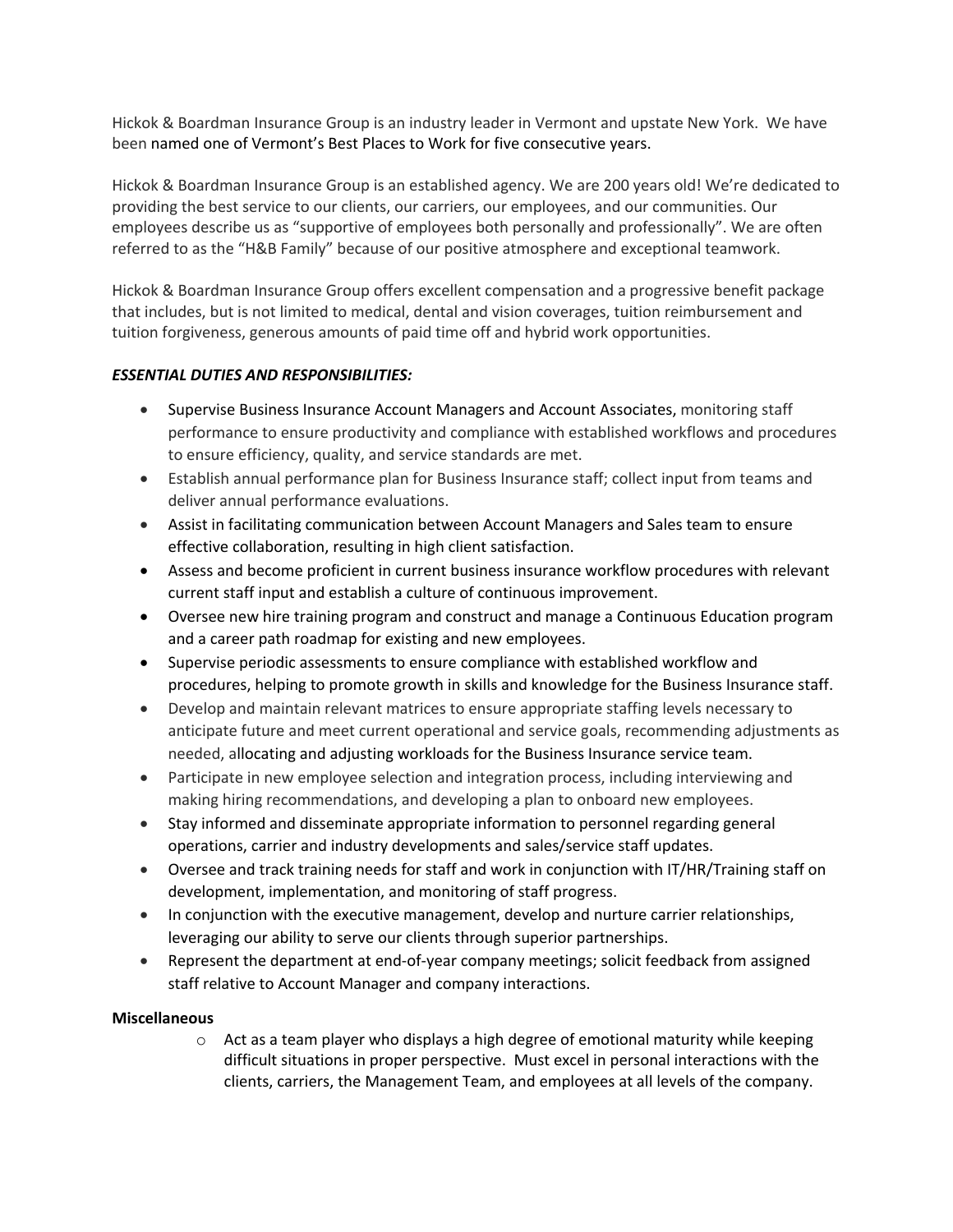Hickok & Boardman Insurance Group is an industry leader in Vermont and upstate New York. We have been named one of Vermont's Best Places to Work for five consecutive years.

Hickok & Boardman Insurance Group is an established agency. We are 200 years old! We're dedicated to providing the best service to our clients, our carriers, our employees, and our communities. Our employees describe us as "supportive of employees both personally and professionally". We are often referred to as the "H&B Family" because of our positive atmosphere and exceptional teamwork.

Hickok & Boardman Insurance Group offers excellent compensation and a progressive benefit package that includes, but is not limited to medical, dental and vision coverages, tuition reimbursement and tuition forgiveness, generous amounts of paid time off and hybrid work opportunities.

***ESSENTIAL DUTIES AND RESPONSIBILITIES:***

- Supervise Business Insurance Account Managers and Account Associates, monitoring staff performance to ensure productivity and compliance with established workflows and procedures to ensure efficiency, quality, and service standards are met.
- Establish annual performance plan for Business Insurance staff; collect input from teams and deliver annual performance evaluations.
- Assist in facilitating communication between Account Managers and Sales team to ensure effective collaboration, resulting in high client satisfaction.
- Assess and become proficient in current business insurance workflow procedures with relevant current staff input and establish a culture of continuous improvement.
- Oversee new hire training program and construct and manage a Continuous Education program and a career path roadmap for existing and new employees.
- Supervise periodic assessments to ensure compliance with established workflow and procedures, helping to promote growth in skills and knowledge for the Business Insurance staff.
- Develop and maintain relevant matrices to ensure appropriate staffing levels necessary to anticipate future and meet current operational and service goals, recommending adjustments as needed, allocating and adjusting workloads for the Business Insurance service team.
- Participate in new employee selection and integration process, including interviewing and making hiring recommendations, and developing a plan to onboard new employees.
- Stay informed and disseminate appropriate information to personnel regarding general operations, carrier and industry developments and sales/service staff updates.
- Oversee and track training needs for staff and work in conjunction with IT/HR/Training staff on development, implementation, and monitoring of staff progress.
- In conjunction with the executive management, develop and nurture carrier relationships, leveraging our ability to serve our clients through superior partnerships.
- Represent the department at end-of-year company meetings; solicit feedback from assigned staff relative to Account Manager and company interactions.

**Miscellaneous**

- Act as a team player who displays a high degree of emotional maturity while keeping difficult situations in proper perspective. Must excel in personal interactions with the clients, carriers, the Management Team, and employees at all levels of the company.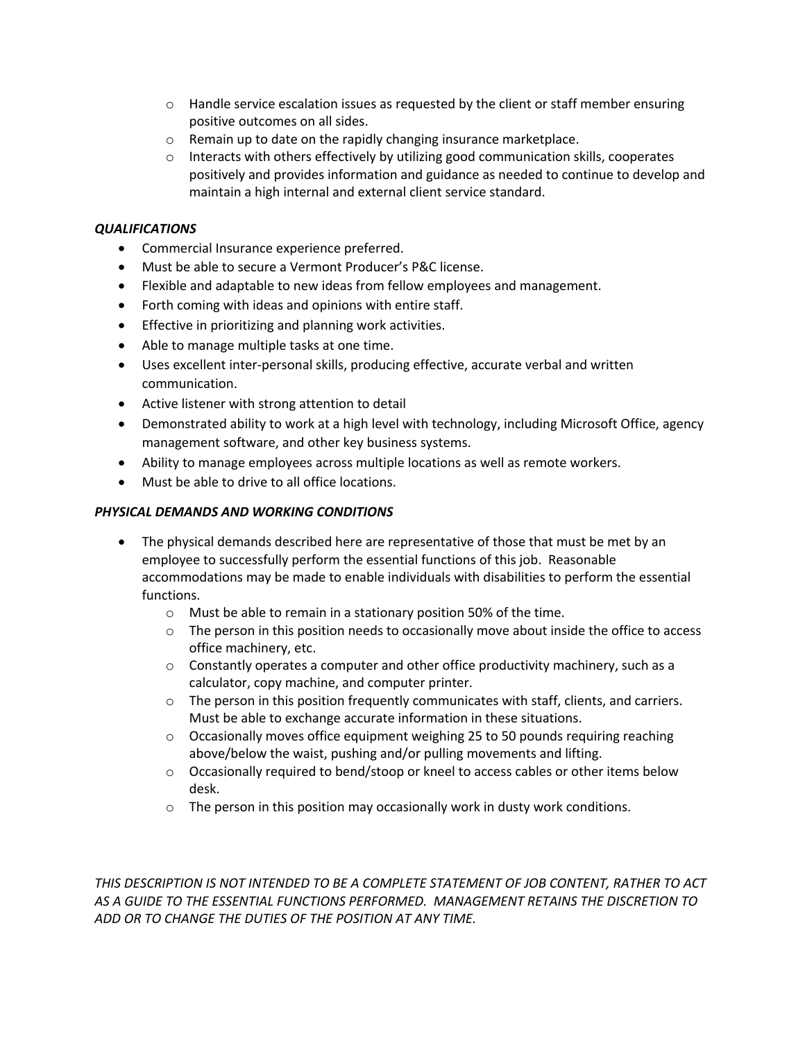- Handle service escalation issues as requested by the client or staff member ensuring positive outcomes on all sides.
   - Remain up to date on the rapidly changing insurance marketplace.
   - Interacts with others effectively by utilizing good communication skills, cooperates positively and provides information and guidance as needed to continue to develop and maintain a high internal and external client service standard.

***QUALIFICATIONS***

- Commercial Insurance experience preferred.
- Must be able to secure a Vermont Producer's P&C license.
- Flexible and adaptable to new ideas from fellow employees and management.
- Forth coming with ideas and opinions with entire staff.
- Effective in prioritizing and planning work activities.
- Able to manage multiple tasks at one time.
- Uses excellent inter-personal skills, producing effective, accurate verbal and written communication.
- Active listener with strong attention to detail
- Demonstrated ability to work at a high level with technology, including Microsoft Office, agency management software, and other key business systems.
- Ability to manage employees across multiple locations as well as remote workers.
- Must be able to drive to all office locations.

***PHYSICAL DEMANDS AND WORKING CONDITIONS***

- The physical demands described here are representative of those that must be met by an employee to successfully perform the essential functions of this job. Reasonable accommodations may be made to enable individuals with disabilities to perform the essential functions.
   - Must be able to remain in a stationary position 50% of the time.
   - The person in this position needs to occasionally move about inside the office to access office machinery, etc.
   - Constantly operates a computer and other office productivity machinery, such as a calculator, copy machine, and computer printer.
   - The person in this position frequently communicates with staff, clients, and carriers. Must be able to exchange accurate information in these situations.
   - Occasionally moves office equipment weighing 25 to 50 pounds requiring reaching above/below the waist, pushing and/or pulling movements and lifting.
   - Occasionally required to bend/stoop or kneel to access cables or other items below desk.
   - The person in this position may occasionally work in dusty work conditions.

*THIS DESCRIPTION IS NOT INTENDED TO BE A COMPLETE STATEMENT OF JOB CONTENT, RATHER TO ACT AS A GUIDE TO THE ESSENTIAL FUNCTIONS PERFORMED. MANAGEMENT RETAINS THE DISCRETION TO ADD OR TO CHANGE THE DUTIES OF THE POSITION AT ANY TIME.*